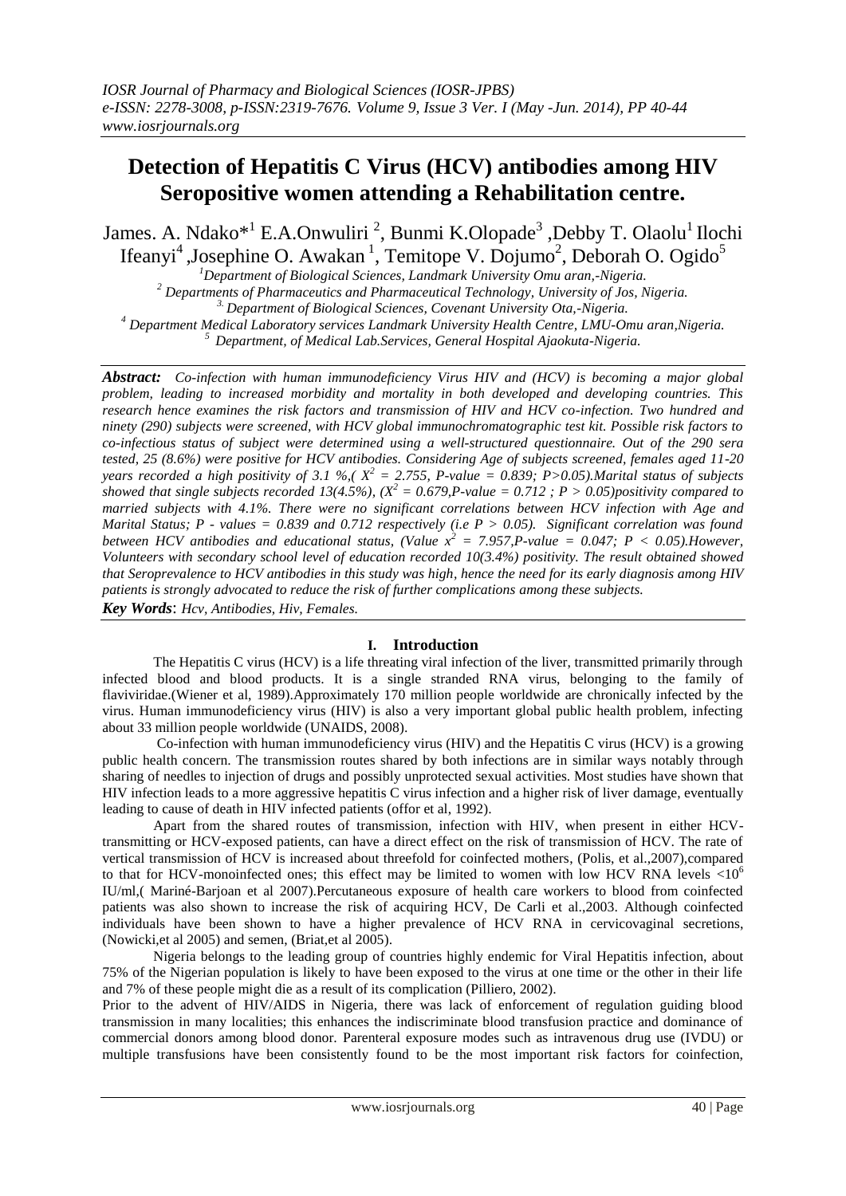# Detection of Hepatitis C Virus (HCV) antibodies among HIV Seropositive women attending a Rehabilitation centre.

James. A. Ndako*[1] E.A.Onwuliri [2], Bunmi K.Olopade[3] ,Debby T. Olaolu[1] Ilochi Ifeanyi[4] ,Josephine O. Awakan [1], Temitope V. Dojumo[2], Deborah O. Ogido[5]

[1]Department of Biological Sciences, Landmark University Omu aran,-Nigeria.
[2] Departments of Pharmaceutics and Pharmaceutical Technology, University of Jos, Nigeria.
[3.] Department of Biological Sciences, Covenant University Ota,-Nigeria.
[4] Department Medical Laboratory services Landmark University Health Centre, LMU-Omu aran,Nigeria.
[5] Department, of Medical Lab.Services, General Hospital Ajaokuta-Nigeria.

***Abstract:*** *Co-infection with human immunodeficiency Virus HIV and (HCV) is becoming a major global problem, leading to increased morbidity and mortality in both developed and developing countries. This research hence examines the risk factors and transmission of HIV and HCV co-infection. Two hundred and ninety (290) subjects were screened, with HCV global immunochromatographic test kit. Possible risk factors to co-infectious status of subject were determined using a well-structured questionnaire. Out of the 290 sera tested, 25 (8.6%) were positive for HCV antibodies. Considering Age of subjects screened, females aged 11-20 years recorded a high positivity of 3.1 %,( $X^2 = 2.755$, P-value = 0.839; P>0.05).Marital status of subjects showed that single subjects recorded 13(4.5%), ($X^2 = 0.679$,P-value = 0.712 ; P > 0.05)positivity compared to married subjects with 4.1%. There were no significant correlations between HCV infection with Age and Marital Status; P - values = 0.839 and 0.712 respectively (i.e P > 0.05). Significant correlation was found between HCV antibodies and educational status, (Value $x^2 = 7.957$,P-value = 0.047; P < 0.05).However, Volunteers with secondary school level of education recorded 10(3.4%) positivity. The result obtained showed that Seroprevalence to HCV antibodies in this study was high, hence the need for its early diagnosis among HIV patients is strongly advocated to reduce the risk of further complications among these subjects.*

***Key Words***: *Hcv, Antibodies, Hiv, Females.*

## I. Introduction

The Hepatitis C virus (HCV) is a life threating viral infection of the liver, transmitted primarily through infected blood and blood products. It is a single stranded RNA virus, belonging to the family of flaviviridae.(Wiener et al, 1989).Approximately 170 million people worldwide are chronically infected by the virus. Human immunodeficiency virus (HIV) is also a very important global public health problem, infecting about 33 million people worldwide (UNAIDS, 2008).

Co-infection with human immunodeficiency virus (HIV) and the Hepatitis C virus (HCV) is a growing public health concern. The transmission routes shared by both infections are in similar ways notably through sharing of needles to injection of drugs and possibly unprotected sexual activities. Most studies have shown that HIV infection leads to a more aggressive hepatitis C virus infection and a higher risk of liver damage, eventually leading to cause of death in HIV infected patients (offor et al, 1992).

Apart from the shared routes of transmission, infection with HIV, when present in either HCV-transmitting or HCV-exposed patients, can have a direct effect on the risk of transmission of HCV. The rate of vertical transmission of HCV is increased about threefold for coinfected mothers, (Polis, et al.,2007),compared to that for HCV-monoinfected ones; this effect may be limited to women with low HCV RNA levels $<10^6$ IU/ml,( Mariné-Barjoan et al 2007).Percutaneous exposure of health care workers to blood from coinfected patients was also shown to increase the risk of acquiring HCV, De Carli et al.,2003. Although coinfected individuals have been shown to have a higher prevalence of HCV RNA in cervicovaginal secretions, (Nowicki,et al 2005) and semen, (Briat,et al 2005).

Nigeria belongs to the leading group of countries highly endemic for Viral Hepatitis infection, about 75% of the Nigerian population is likely to have been exposed to the virus at one time or the other in their life and 7% of these people might die as a result of its complication (Pilliero, 2002).

Prior to the advent of HIV/AIDS in Nigeria, there was lack of enforcement of regulation guiding blood transmission in many localities; this enhances the indiscriminate blood transfusion practice and dominance of commercial donors among blood donor. Parenteral exposure modes such as intravenous drug use (IVDU) or multiple transfusions have been consistently found to be the most important risk factors for coinfection,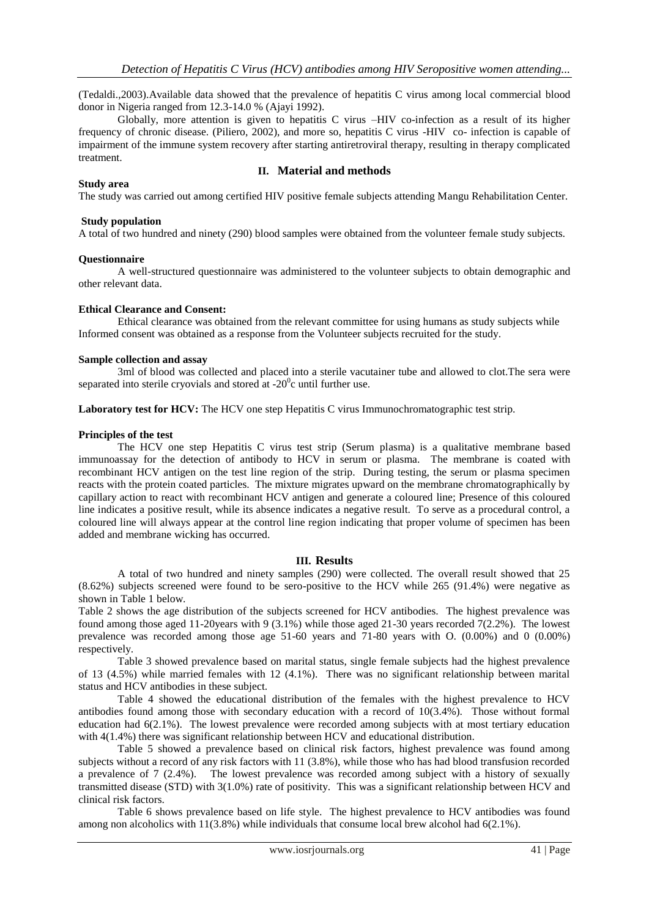(Tedaldi.,2003).Available data showed that the prevalence of hepatitis C virus among local commercial blood donor in Nigeria ranged from 12.3-14.0 % (Ajayi 1992).

Globally, more attention is given to hepatitis C virus –HIV co-infection as a result of its higher frequency of chronic disease. (Piliero, 2002), and more so, hepatitis C virus -HIV co- infection is capable of impairment of the immune system recovery after starting antiretroviral therapy, resulting in therapy complicated treatment.

## II. Material and methods

**Study area**

The study was carried out among certified HIV positive female subjects attending Mangu Rehabilitation Center.

**Study population**

A total of two hundred and ninety (290) blood samples were obtained from the volunteer female study subjects.

**Questionnaire**

A well-structured questionnaire was administered to the volunteer subjects to obtain demographic and other relevant data.

**Ethical Clearance and Consent:**

Ethical clearance was obtained from the relevant committee for using humans as study subjects while Informed consent was obtained as a response from the Volunteer subjects recruited for the study.

**Sample collection and assay**

3ml of blood was collected and placed into a sterile vacutainer tube and allowed to clot.The sera were separated into sterile cryovials and stored at -20$^0$c until further use.

**Laboratory test for HCV:** The HCV one step Hepatitis C virus Immunochromatographic test strip.

**Principles of the test**

The HCV one step Hepatitis C virus test strip (Serum plasma) is a qualitative membrane based immunoassay for the detection of antibody to HCV in serum or plasma. The membrane is coated with recombinant HCV antigen on the test line region of the strip. During testing, the serum or plasma specimen reacts with the protein coated particles. The mixture migrates upward on the membrane chromatographically by capillary action to react with recombinant HCV antigen and generate a coloured line; Presence of this coloured line indicates a positive result, while its absence indicates a negative result. To serve as a procedural control, a coloured line will always appear at the control line region indicating that proper volume of specimen has been added and membrane wicking has occurred.

## III. Results

A total of two hundred and ninety samples (290) were collected. The overall result showed that 25 (8.62%) subjects screened were found to be sero-positive to the HCV while 265 (91.4%) were negative as shown in Table 1 below.

Table 2 shows the age distribution of the subjects screened for HCV antibodies. The highest prevalence was found among those aged 11-20years with 9 (3.1%) while those aged 21-30 years recorded 7(2.2%). The lowest prevalence was recorded among those age 51-60 years and 71-80 years with O. (0.00%) and 0 (0.00%) respectively.

Table 3 showed prevalence based on marital status, single female subjects had the highest prevalence of 13 (4.5%) while married females with 12 (4.1%). There was no significant relationship between marital status and HCV antibodies in these subject.

Table 4 showed the educational distribution of the females with the highest prevalence to HCV antibodies found among those with secondary education with a record of 10(3.4%). Those without formal education had 6(2.1%). The lowest prevalence were recorded among subjects with at most tertiary education with 4(1.4%) there was significant relationship between HCV and educational distribution.

Table 5 showed a prevalence based on clinical risk factors, highest prevalence was found among subjects without a record of any risk factors with 11 (3.8%), while those who has had blood transfusion recorded a prevalence of 7 (2.4%). The lowest prevalence was recorded among subject with a history of sexually transmitted disease (STD) with 3(1.0%) rate of positivity. This was a significant relationship between HCV and clinical risk factors.

Table 6 shows prevalence based on life style. The highest prevalence to HCV antibodies was found among non alcoholics with 11(3.8%) while individuals that consume local brew alcohol had 6(2.1%).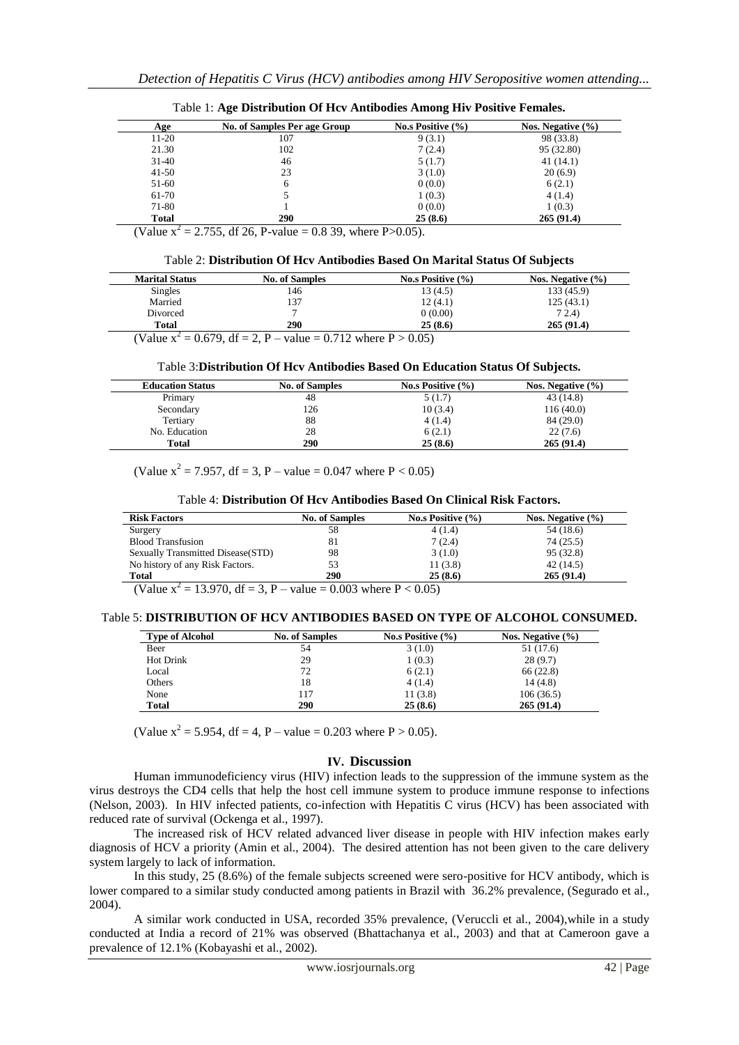Table 1: **Age Distribution Of Hcv Antibodies Among Hiv Positive Females.**

| Age | No. of Samples Per age Group | No.s Positive (%) | Nos. Negative (%) |
|---|---|---|---|
| 11-20 | 107 | 9 (3.1) | 98 (33.8) |
| 21.30 | 102 | 7 (2.4) | 95 (32.80) |
| 31-40 | 46 | 5 (1.7) | 41 (14.1) |
| 41-50 | 23 | 3 (1.0) | 20 (6.9) |
| 51-60 | 6 | 0 (0.0) | 6 (2.1) |
| 61-70 | 5 | 1 (0.3) | 4 (1.4) |
| 71-80 | 1 | 0 (0.0) | 1 (0.3) |
| **Total** | **290** | **25 (8.6)** | **265 (91.4)** |

(Value $x^2 = 2.755$, df 26, P-value = 0.8 39, where $P>0.05$).

Table 2: **Distribution Of Hcv Antibodies Based On Marital Status Of Subjects**

| Marital Status | No. of Samples | No.s Positive (%) | Nos. Negative (%) |
|---|---|---|---|
| Singles | 146 | 13 (4.5) | 133 (45.9) |
| Married | 137 | 12 (4.1) | 125 (43.1) |
| Divorced | 7 | 0 (0.00) | 7 2.4) |
| **Total** | **290** | **25 (8.6)** | **265 (91.4)** |

(Value $x^2 = 0.679$, df = 2, P – value = 0.712 where $P > 0.05$)

Table 3: **Distribution Of Hcv Antibodies Based On Education Status Of Subjects.**

| Education Status | No. of Samples | No.s Positive (%) | Nos. Negative (%) |
|---|---|---|---|
| Primary | 48 | 5 (1.7) | 43 (14.8) |
| Secondary | 126 | 10 (3.4) | 116 (40.0) |
| Tertiary | 88 | 4 (1.4) | 84 (29.0) |
| No. Education | 28 | 6 (2.1) | 22 (7.6) |
| **Total** | **290** | **25 (8.6)** | **265 (91.4)** |

(Value $x^2 = 7.957$, df = 3, P – value = 0.047 where $P < 0.05$)

Table 4: **Distribution Of Hcv Antibodies Based On Clinical Risk Factors.**

| Risk Factors | No. of Samples | No.s Positive (%) | Nos. Negative (%) |
|---|---|---|---|
| Surgery | 58 | 4 (1.4) | 54 (18.6) |
| Blood Transfusion | 81 | 7 (2.4) | 74 (25.5) |
| Sexually Transmitted Disease(STD) | 98 | 3 (1.0) | 95 (32.8) |
| No history of any Risk Factors. | 53 | 11 (3.8) | 42 (14.5) |
| **Total** | **290** | **25 (8.6)** | **265 (91.4)** |

(Value $x^2 = 13.970$, df = 3, P – value = 0.003 where $P < 0.05$)

Table 5: **DISTRIBUTION OF HCV ANTIBODIES BASED ON TYPE OF ALCOHOL CONSUMED.**

| Type of Alcohol | No. of Samples | No.s Positive (%) | Nos. Negative (%) |
|---|---|---|---|
| Beer | 54 | 3 (1.0) | 51 (17.6) |
| Hot Drink | 29 | 1 (0.3) | 28 (9.7) |
| Local | 72 | 6 (2.1) | 66 (22.8) |
| Others | 18 | 4 (1.4) | 14 (4.8) |
| None | 117 | 11 (3.8) | 106 (36.5) |
| **Total** | **290** | **25 (8.6)** | **265 (91.4)** |

(Value $x^2 = 5.954$, df = 4, P – value = 0.203 where $P > 0.05$).

## IV. Discussion

Human immunodeficiency virus (HIV) infection leads to the suppression of the immune system as the virus destroys the CD4 cells that help the host cell immune system to produce immune response to infections (Nelson, 2003). In HIV infected patients, co-infection with Hepatitis C virus (HCV) has been associated with reduced rate of survival (Ockenga et al., 1997).

The increased risk of HCV related advanced liver disease in people with HIV infection makes early diagnosis of HCV a priority (Amin et al., 2004). The desired attention has not been given to the care delivery system largely to lack of information.

In this study, 25 (8.6%) of the female subjects screened were sero-positive for HCV antibody, which is lower compared to a similar study conducted among patients in Brazil with 36.2% prevalence, (Segurado et al., 2004).

A similar work conducted in USA, recorded 35% prevalence, (Veruccli et al., 2004),while in a study conducted at India a record of 21% was observed (Bhattachanya et al., 2003) and that at Cameroon gave a prevalence of 12.1% (Kobayashi et al., 2002).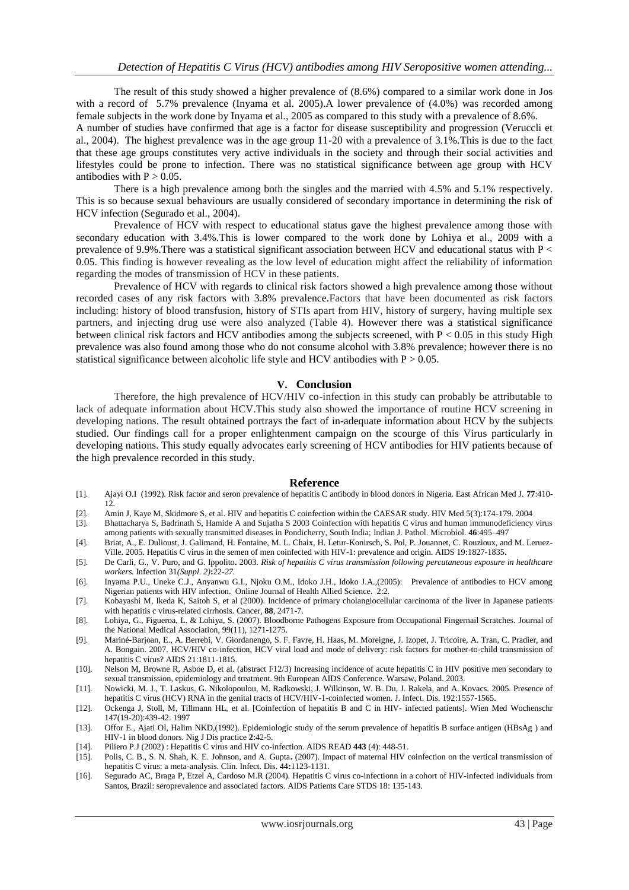The result of this study showed a higher prevalence of (8.6%) compared to a similar work done in Jos with a record of 5.7% prevalence (Inyama et al. 2005).A lower prevalence of (4.0%) was recorded among female subjects in the work done by Inyama et al., 2005 as compared to this study with a prevalence of 8.6%.

A number of studies have confirmed that age is a factor for disease susceptibility and progression (Veruccli et al., 2004). The highest prevalence was in the age group 11-20 with a prevalence of 3.1%.This is due to the fact that these age groups constitutes very active individuals in the society and through their social activities and lifestyles could be prone to infection. There was no statistical significance between age group with HCV antibodies with $P > 0.05$.

There is a high prevalence among both the singles and the married with 4.5% and 5.1% respectively. This is so because sexual behaviours are usually considered of secondary importance in determining the risk of HCV infection (Segurado et al., 2004).

Prevalence of HCV with respect to educational status gave the highest prevalence among those with secondary education with 3.4%.This is lower compared to the work done by Lohiya et al., 2009 with a prevalence of 9.9%.There was a statistical significant association between HCV and educational status with $P < 0.05$. This finding is however revealing as the low level of education might affect the reliability of information regarding the modes of transmission of HCV in these patients.

Prevalence of HCV with regards to clinical risk factors showed a high prevalence among those without recorded cases of any risk factors with 3.8% prevalence.Factors that have been documented as risk factors including: history of blood transfusion, history of STIs apart from HIV, history of surgery, having multiple sex partners, and injecting drug use were also analyzed (Table 4). However there was a statistical significance between clinical risk factors and HCV antibodies among the subjects screened, with $P < 0.05$ in this study High prevalence was also found among those who do not consume alcohol with 3.8% prevalence; however there is no statistical significance between alcoholic life style and HCV antibodies with $P > 0.05$.

## V. Conclusion

Therefore, the high prevalence of HCV/HIV co-infection in this study can probably be attributable to lack of adequate information about HCV.This study also showed the importance of routine HCV screening in developing nations. The result obtained portrays the fact of in-adequate information about HCV by the subjects studied. Our findings call for a proper enlightenment campaign on the scourge of this Virus particularly in developing nations. This study equally advocates early screening of HCV antibodies for HIV patients because of the high prevalence recorded in this study.

## Reference

[1]. Ajayi O.I (1992). Risk factor and seron prevalence of hepatitis C antibody in blood donors in Nigeria. East African Med J. **77**:410-12.

[2]. Amin J, Kaye M, Skidmore S, et al. HIV and hepatitis C coinfection within the CAESAR study. HIV Med 5(3):174-179. 2004

[3]. Bhattacharya S, Badrinath S, Hamide A and Sujatha S 2003 Coinfection with hepatitis C virus and human immunodeficiency virus among patients with sexually transmitted diseases in Pondicherry, South India; Indian J. Pathol. Microbiol. **46**:495–497

[4]. Briat, A., E. Dulioust, J. Galimand, H. Fontaine, M. L. Chaix, H. Letur-Konirsch, S. Pol, P. Jouannet, C. Rouzioux, and M. Leruez-Ville. 2005. Hepatitis C virus in the semen of men coinfected with HIV-1: prevalence and origin. AIDS 19:1827-1835.

[5]. De Carli, G., V. Puro, and G. Ippolito**.** 2003. *Risk of hepatitis C virus transmission following percutaneous exposure in healthcare workers.* Infection 31*(Suppl. 2)***:**22-*27.*

[6]. Inyama P.U., Uneke C.J., Anyanwu G.I., Njoku O.M., Idoko J.H., Idoko J.A.,(2005): Prevalence of antibodies to HCV among Nigerian patients with HIV infection. Online Journal of Health Allied Science. 2:2.

[7]. Kobayashi M, Ikeda K, Saitoh S, et al (2000). Incidence of primary cholangiocellular carcinoma of the liver in Japanese patients with hepatitis c virus-related cirrhosis. Cancer, **88**, 2471-7.

[8]. Lohiya, G., Figueroa, L. & Lohiya, S. (2007). Bloodborne Pathogens Exposure from Occupational Fingernail Scratches. Journal of the National Medical Association, 99(11), 1271-1275.

[9]. Mariné-Barjoan, E., A. Berrebi, V. Giordanengo, S. F. Favre, H. Haas, M. Moreigne, J. Izopet, J. Tricoire, A. Tran, C. Pradier, and A. Bongain. 2007. HCV/HIV co-infection, HCV viral load and mode of delivery: risk factors for mother-to-child transmission of hepatitis C virus? AIDS 21:1811-1815.

[10]. Nelson M, Browne R, Asboe D, et al. (abstract F12/3) Increasing incidence of acute hepatitis C in HIV positive men secondary to sexual transmission, epidemiology and treatment. 9th European AIDS Conference. Warsaw, Poland. 2003.

[11]. Nowicki, M. J., T. Laskus, G. Nikolopoulou, M. Radkowski, J. Wilkinson, W. B. Du, J. Rakela, and A. Kovacs. 2005. Presence of hepatitis C virus (HCV) RNA in the genital tracts of HCV/HIV-1-coinfected women. J. Infect. Dis. 192:1557-1565.

[12]. Ockenga J, Stoll, M, Tillmann HL, et al. [Coinfection of hepatitis B and C in HIV- infected patients]. Wien Med Wochenschr 147(19-20):439-42. 1997

[13]. Offor E., Ajati OI, Halim NKD,(1992). Epidemiologic study of the serum prevalence of hepatitis B surface antigen (HBsAg ) and HIV-1 in blood donors. Nig J Dis practice **2**:42-5.

[14]. Piliero P.J (2002) : Hepatitis C virus and HIV co-infection. AIDS READ **443** (4): 448-51.

[15]. Polis, C. B., S. N. Shah, K. E. Johnson, and A. Gupta**.** (2007). Impact of maternal HIV coinfection on the vertical transmission of hepatitis C virus: a meta-analysis. Clin. Infect. Dis. 44**:**1123-1131.

[16]. Segurado AC, Braga P, Etzel A, Cardoso M.R (2004). Hepatitis C virus co-infectionn in a cohort of HIV-infected individuals from Santos, Brazil: seroprevalence and associated factors. AIDS Patients Care STDS 18: 135-143.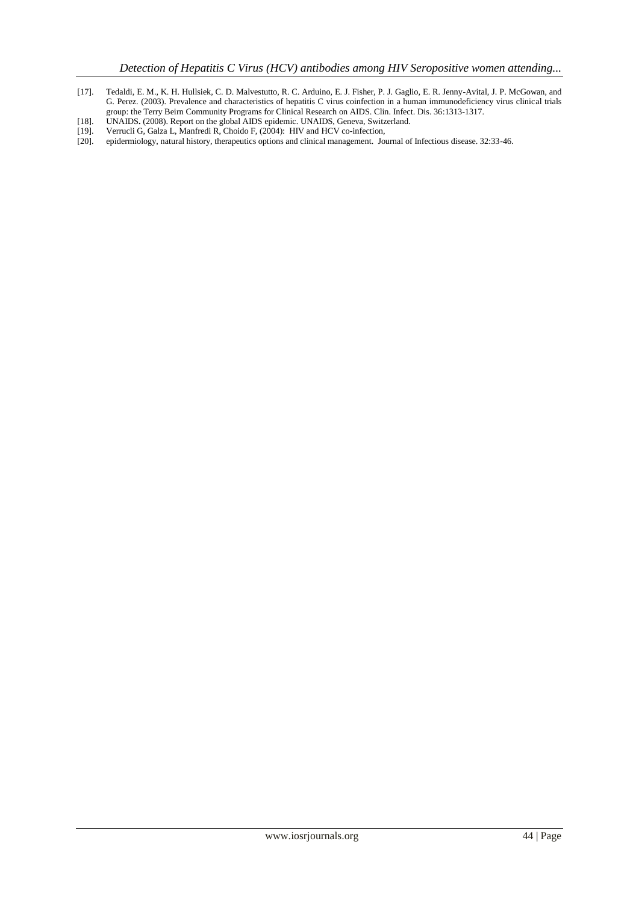[17]. Tedaldi, E. M., K. H. Hullsiek, C. D. Malvestutto, R. C. Arduino, E. J. Fisher, P. J. Gaglio, E. R. Jenny-Avital, J. P. McGowan, and G. Perez. (2003). Prevalence and characteristics of hepatitis C virus coinfection in a human immunodeficiency virus clinical trials group: the Terry Beirn Community Programs for Clinical Research on AIDS. Clin. Infect. Dis. 36:1313-1317.

[18]. UNAIDS**.** (2008). Report on the global AIDS epidemic. UNAIDS, Geneva, Switzerland.

[19]. Verrucli G, Galza L, Manfredi R, Choido F, (2004): HIV and HCV co-infection,

[20]. epidermiology, natural history, therapeutics options and clinical management. Journal of Infectious disease. 32:33-46.